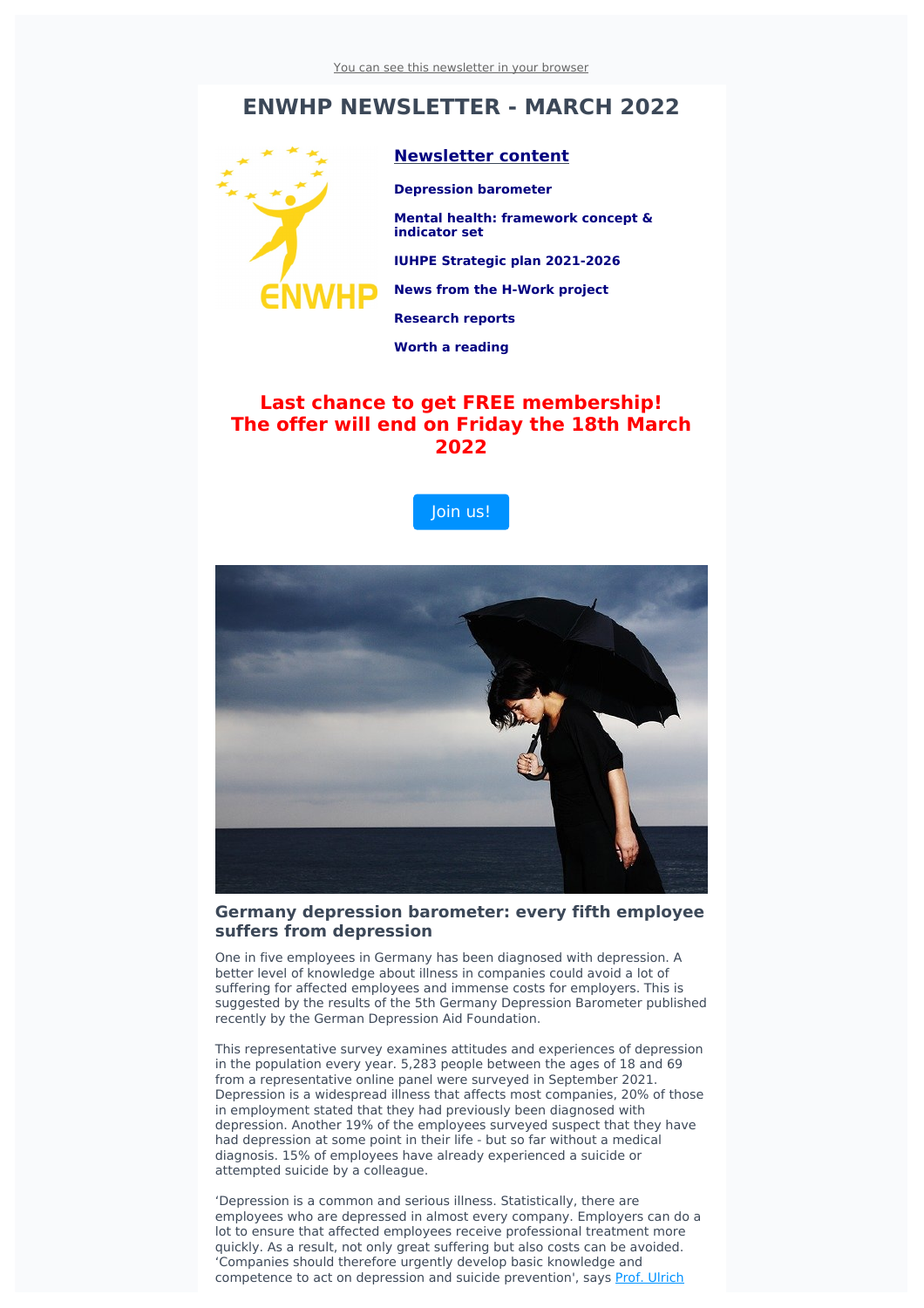You can see this newsletter in your browser

# ENWHP NEWSLETTER - MARCH 2022

## Newsletter content

**Depression barometer**

**Mental health: framework concept & indicator set**

**IUHPE Strategic plan 2021-2026**

**News from the H-Work project**

**Research reports**

**Worth a reading**

## Last chance to get FREE membership! The offer will end on Friday the 18th March 2022

Join us!

### Germany depression barometer: every fifth employee suffers from depression

One in five employees in Germany has been diagnosed with depression. A better level of knowledge about illness in companies could avoid a lot of suffering for affected employees and immense costs for employers. This is suggested by the results of the 5th Germany Depression Barometer published recently by the German Depression Aid Foundation.

This representative survey examines attitudes and experiences of depression in the population every year. 5,283 people between the ages of 18 and 69 from a representative online panel were surveyed in September 2021. Depression is a widespread illness that affects most companies, 20% of those in employment stated that they had previously been diagnosed with depression. Another 19% of the employees surveyed suspect that they have had depression at some point in their life - but so far without a medical diagnosis. 15% of employees have already experienced a suicide or attempted suicide by a colleague.

'Depression is a common and serious illness. Statistically, there are employees who are depressed in almost every company. Employers can do a lot to ensure that affected employees receive professional treatment more quickly. As a result, not only great suffering but also costs can be avoided. 'Companies should therefore urgently develop basic knowledge and competence to act on depression and suicide prevention', says Prof. Ulrich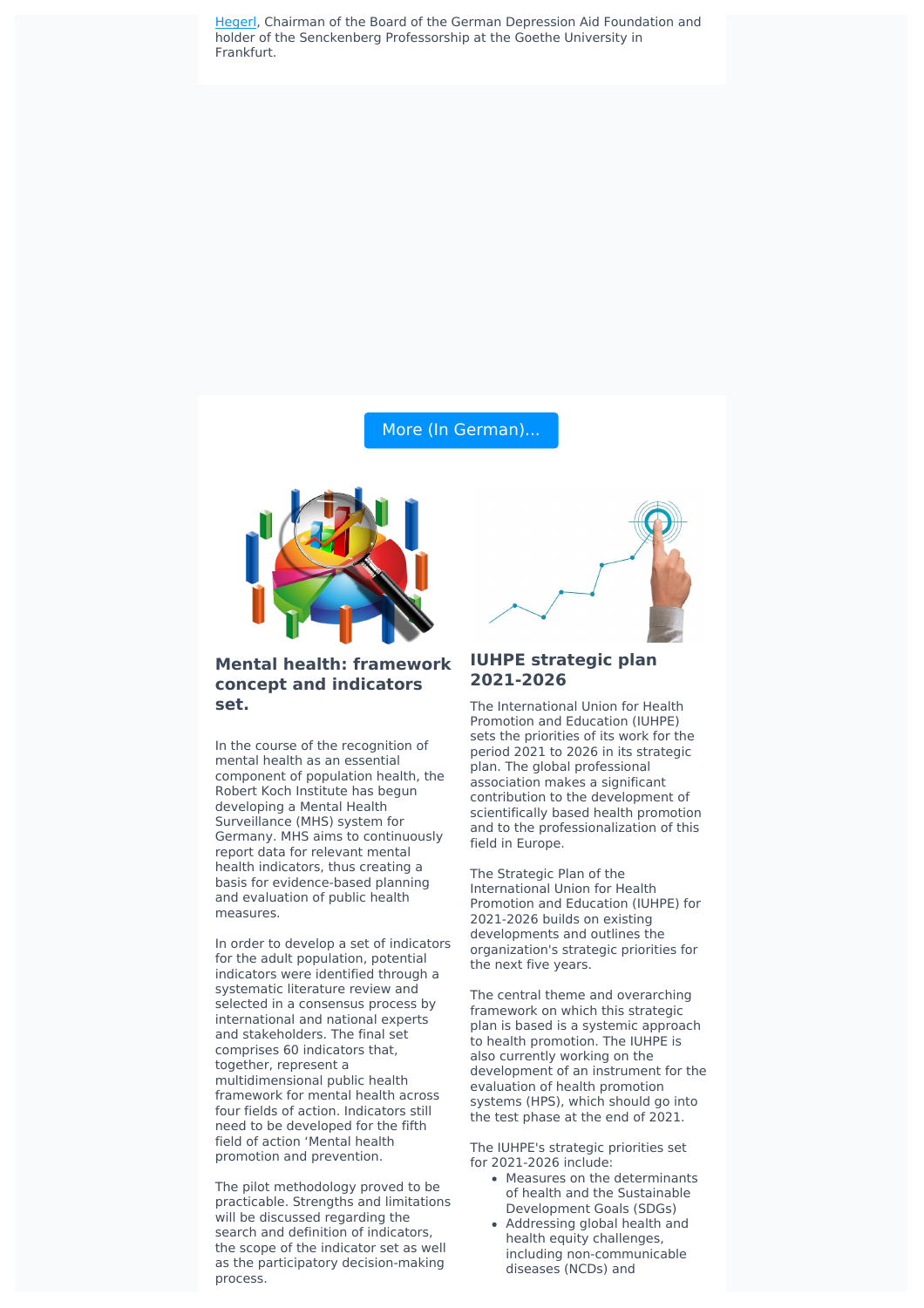[Hegerl](#), Chairman of the Board of the German Depression Aid Foundation and holder of the Senckenberg Professorship at the Goethe University in Frankfurt.

More (In German)...

### Mental health: framework concept and indicators set.

In the course of the recognition of mental health as an essential component of population health, the Robert Koch Institute has begun developing a Mental Health Surveillance (MHS) system for Germany. MHS aims to continuously report data for relevant mental health indicators, thus creating a basis for evidence-based planning and evaluation of public health measures.

In order to develop a set of indicators for the adult population, potential indicators were identified through a systematic literature review and selected in a consensus process by international and national experts and stakeholders. The final set comprises 60 indicators that, together, represent a multidimensional public health framework for mental health across four fields of action. Indicators still need to be developed for the fifth field of action 'Mental health promotion and prevention.

The pilot methodology proved to be practicable. Strengths and limitations will be discussed regarding the search and definition of indicators, the scope of the indicator set as well as the participatory decision-making process.

### IUHPE strategic plan 2021-2026

The International Union for Health Promotion and Education (IUHPE) sets the priorities of its work for the period 2021 to 2026 in its strategic plan. The global professional association makes a significant contribution to the development of scientifically based health promotion and to the professionalization of this field in Europe.

The Strategic Plan of the International Union for Health Promotion and Education (IUHPE) for 2021-2026 builds on existing developments and outlines the organization's strategic priorities for the next five years.

The central theme and overarching framework on which this strategic plan is based is a systemic approach to health promotion. The IUHPE is also currently working on the development of an instrument for the evaluation of health promotion systems (HPS), which should go into the test phase at the end of 2021.

The IUHPE's strategic priorities set for 2021-2026 include:

- Measures on the determinants of health and the Sustainable Development Goals (SDGs)
- Addressing global health and health equity challenges, including non-communicable diseases (NCDs) and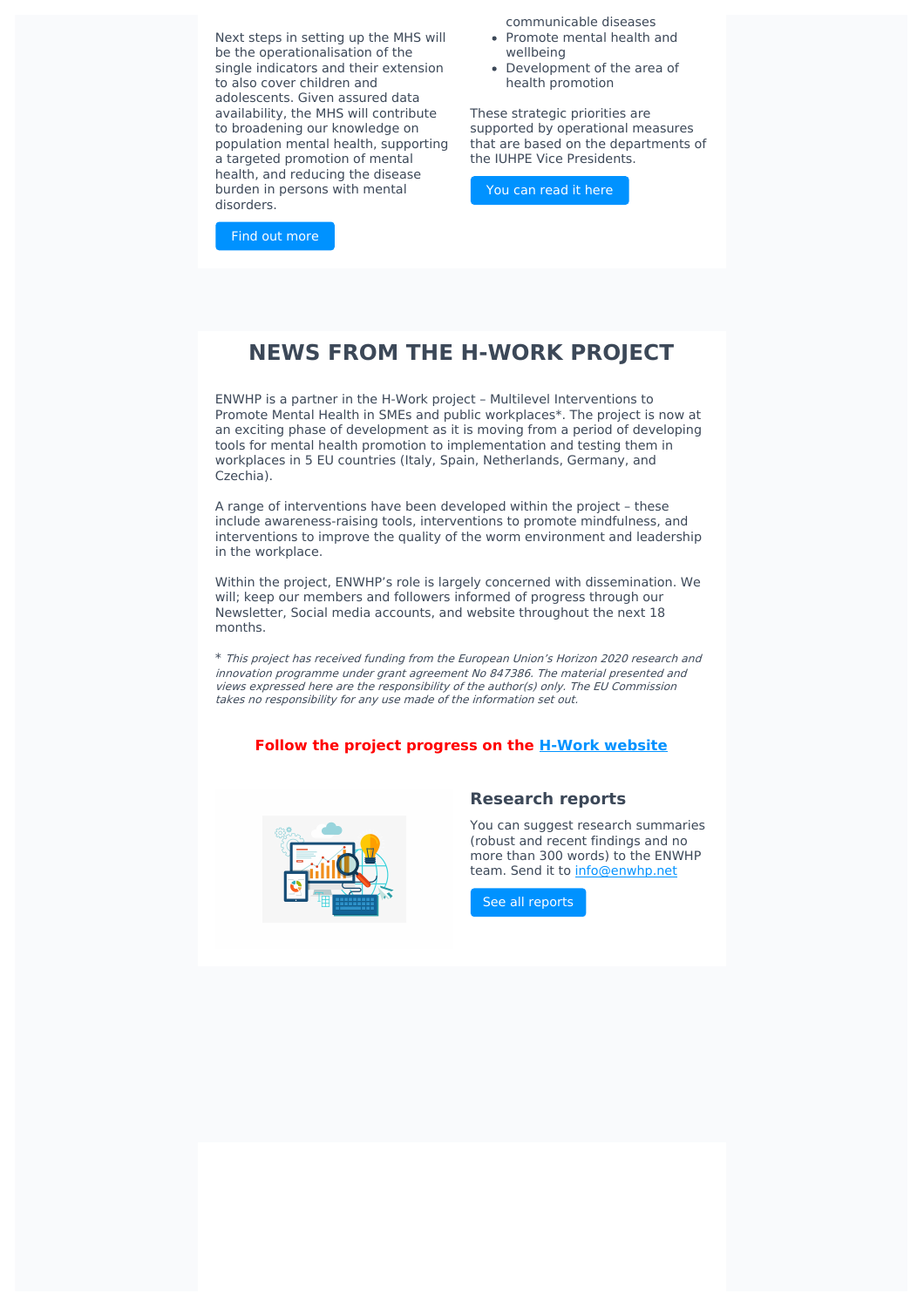Next steps in setting up the MHS will be the operationalisation of the single indicators and their extension to also cover children and adolescents. Given assured data availability, the MHS will contribute to broadening our knowledge on population mental health, supporting a targeted promotion of mental health, and reducing the disease burden in persons with mental disorders.

Find out more

communicable diseases

- Promote mental health and wellbeing
- Development of the area of health promotion

These strategic priorities are supported by operational measures that are based on the departments of the IUHPE Vice Presidents.

You can read it here

# NEWS FROM THE H-WORK PROJECT

ENWHP is a partner in the H-Work project – Multilevel Interventions to Promote Mental Health in SMEs and public workplaces*. The project is now at an exciting phase of development as it is moving from a period of developing tools for mental health promotion to implementation and testing them in workplaces in 5 EU countries (Italy, Spain, Netherlands, Germany, and Czechia).

A range of interventions have been developed within the project – these include awareness-raising tools, interventions to promote mindfulness, and interventions to improve the quality of the worm environment and leadership in the workplace.

Within the project, ENWHP's role is largely concerned with dissemination. We will; keep our members and followers informed of progress through our Newsletter, Social media accounts, and website throughout the next 18 months.

* *This project has received funding from the European Union's Horizon 2020 research and innovation programme under grant agreement No 847386. The material presented and views expressed here are the responsibility of the author(s) only. The EU Commission takes no responsibility for any use made of the information set out.*

**Follow the project progress on the H-Work website**

## Research reports

You can suggest research summaries (robust and recent findings and no more than 300 words) to the ENWHP team. Send it to info@enwhp.net

See all reports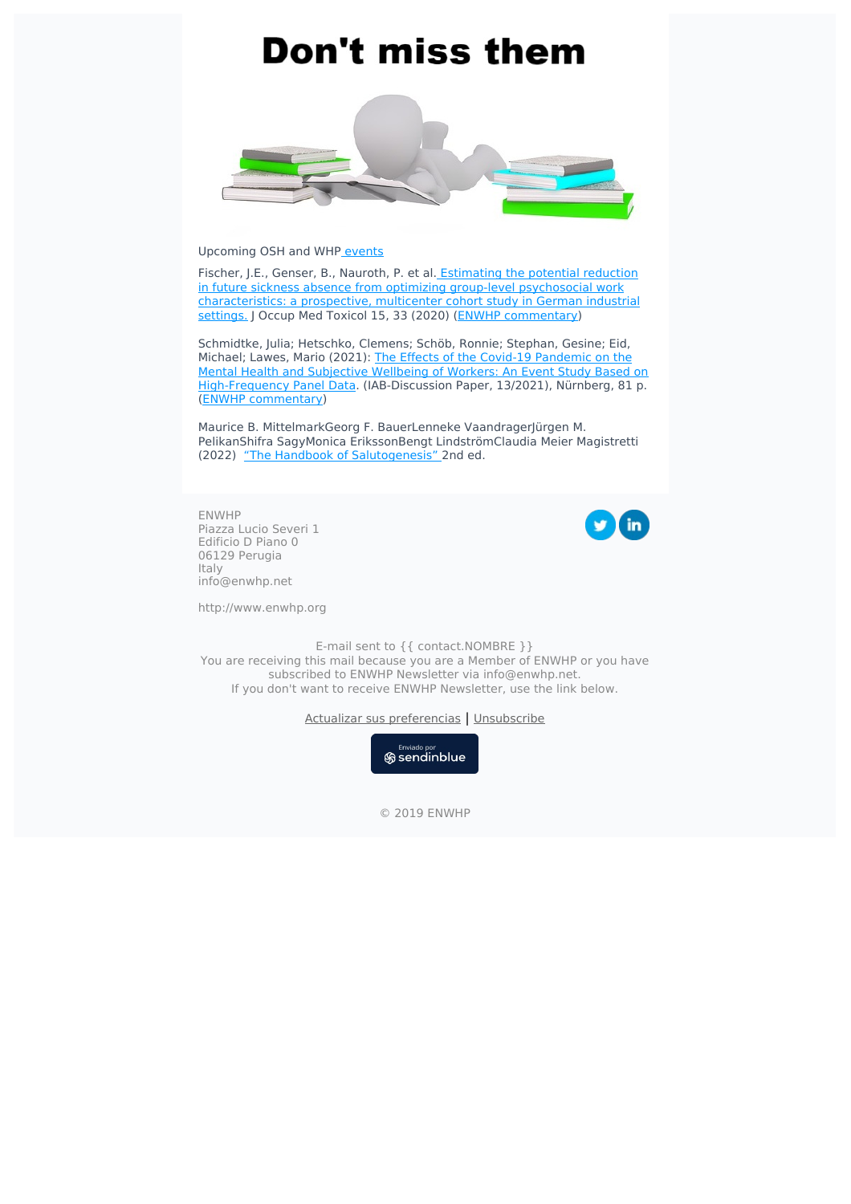# Don't miss them

Upcoming OSH and WHP events

Fischer, J.E., Genser, B., Nauroth, P. et al. Estimating the potential reduction in future sickness absence from optimizing group-level psychosocial work characteristics: a prospective, multicenter cohort study in German industrial settings. J Occup Med Toxicol 15, 33 (2020) (ENWHP commentary)

Schmidtke, Julia; Hetschko, Clemens; Schöb, Ronnie; Stephan, Gesine; Eid, Michael; Lawes, Mario (2021): The Effects of the Covid-19 Pandemic on the Mental Health and Subjective Wellbeing of Workers: An Event Study Based on High-Frequency Panel Data. (IAB-Discussion Paper, 13/2021), Nürnberg, 81 p. (ENWHP commentary)

Maurice B. MittelmarkGeorg F. BauerLenneke VaandragerJürgen M. PelikanShifra SagyMonica ErikssonBengt LindströmClaudia Meier Magistretti (2022) "The Handbook of Salutogenesis" 2nd ed.

ENWHP
Piazza Lucio Severi 1
Edificio D Piano 0
06129 Perugia
Italy
info@enwhp.net

http://www.enwhp.org

E-mail sent to {{ contact.NOMBRE }}
You are receiving this mail because you are a Member of ENWHP or you have subscribed to ENWHP Newsletter via info@enwhp.net.
If you don't want to receive ENWHP Newsletter, use the link below.

Actualizar sus preferencias | Unsubscribe

Enviado por sendinblue

© 2019 ENWHP